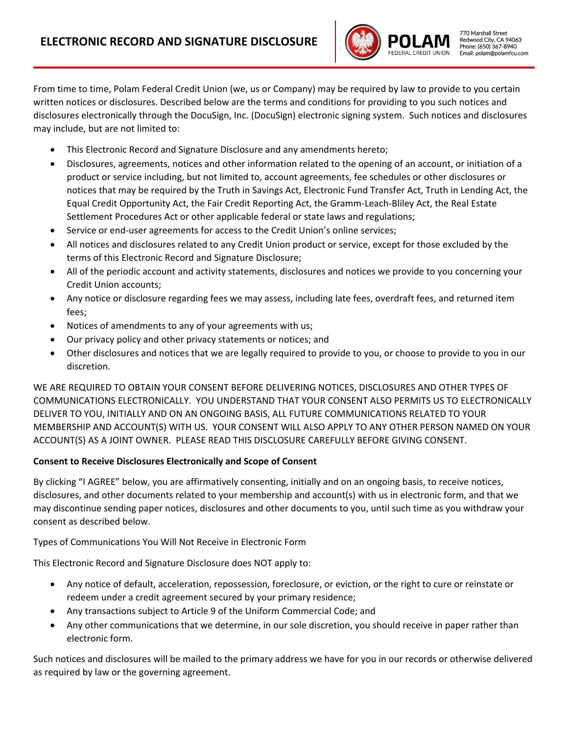# ELECTRONIC RECORD AND SIGNATURE DISCLOSURE

POLAM FEDERAL CREDIT UNION
770 Marshall Street
Redwood City, CA 94063
Phone: (650) 367-8940
Email: polam@polamfcu.com

From time to time, Polam Federal Credit Union (we, us or Company) may be required by law to provide to you certain written notices or disclosures. Described below are the terms and conditions for providing to you such notices and disclosures electronically through the DocuSign, Inc. (DocuSign) electronic signing system. Such notices and disclosures may include, but are not limited to:

- This Electronic Record and Signature Disclosure and any amendments hereto;
- Disclosures, agreements, notices and other information related to the opening of an account, or initiation of a product or service including, but not limited to, account agreements, fee schedules or other disclosures or notices that may be required by the Truth in Savings Act, Electronic Fund Transfer Act, Truth in Lending Act, the Equal Credit Opportunity Act, the Fair Credit Reporting Act, the Gramm-Leach-Bliley Act, the Real Estate Settlement Procedures Act or other applicable federal or state laws and regulations;
- Service or end-user agreements for access to the Credit Union's online services;
- All notices and disclosures related to any Credit Union product or service, except for those excluded by the terms of this Electronic Record and Signature Disclosure;
- All of the periodic account and activity statements, disclosures and notices we provide to you concerning your Credit Union accounts;
- Any notice or disclosure regarding fees we may assess, including late fees, overdraft fees, and returned item fees;
- Notices of amendments to any of your agreements with us;
- Our privacy policy and other privacy statements or notices; and
- Other disclosures and notices that we are legally required to provide to you, or choose to provide to you in our discretion.

WE ARE REQUIRED TO OBTAIN YOUR CONSENT BEFORE DELIVERING NOTICES, DISCLOSURES AND OTHER TYPES OF COMMUNICATIONS ELECTRONICALLY. YOU UNDERSTAND THAT YOUR CONSENT ALSO PERMITS US TO ELECTRONICALLY DELIVER TO YOU, INITIALLY AND ON AN ONGOING BASIS, ALL FUTURE COMMUNICATIONS RELATED TO YOUR MEMBERSHIP AND ACCOUNT(S) WITH US. YOUR CONSENT WILL ALSO APPLY TO ANY OTHER PERSON NAMED ON YOUR ACCOUNT(S) AS A JOINT OWNER. PLEASE READ THIS DISCLOSURE CAREFULLY BEFORE GIVING CONSENT.

**Consent to Receive Disclosures Electronically and Scope of Consent**

By clicking "I AGREE" below, you are affirmatively consenting, initially and on an ongoing basis, to receive notices, disclosures, and other documents related to your membership and account(s) with us in electronic form, and that we may discontinue sending paper notices, disclosures and other documents to you, until such time as you withdraw your consent as described below.

Types of Communications You Will Not Receive in Electronic Form

This Electronic Record and Signature Disclosure does NOT apply to:

- Any notice of default, acceleration, repossession, foreclosure, or eviction, or the right to cure or reinstate or redeem under a credit agreement secured by your primary residence;
- Any transactions subject to Article 9 of the Uniform Commercial Code; and
- Any other communications that we determine, in our sole discretion, you should receive in paper rather than electronic form.

Such notices and disclosures will be mailed to the primary address we have for you in our records or otherwise delivered as required by law or the governing agreement.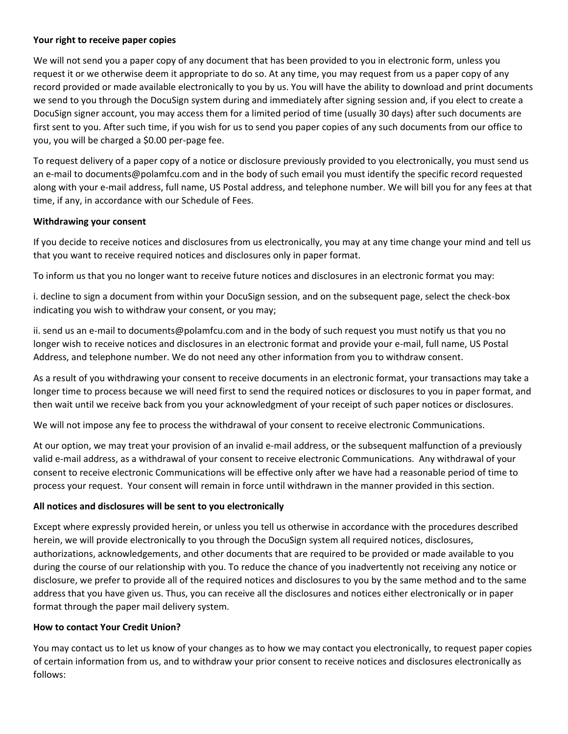**Your right to receive paper copies**

We will not send you a paper copy of any document that has been provided to you in electronic form, unless you request it or we otherwise deem it appropriate to do so. At any time, you may request from us a paper copy of any record provided or made available electronically to you by us. You will have the ability to download and print documents we send to you through the DocuSign system during and immediately after signing session and, if you elect to create a DocuSign signer account, you may access them for a limited period of time (usually 30 days) after such documents are first sent to you. After such time, if you wish for us to send you paper copies of any such documents from our office to you, you will be charged a $0.00 per-page fee.

To request delivery of a paper copy of a notice or disclosure previously provided to you electronically, you must send us an e-mail to documents@polamfcu.com and in the body of such email you must identify the specific record requested along with your e-mail address, full name, US Postal address, and telephone number. We will bill you for any fees at that time, if any, in accordance with our Schedule of Fees.

**Withdrawing your consent**

If you decide to receive notices and disclosures from us electronically, you may at any time change your mind and tell us that you want to receive required notices and disclosures only in paper format.

To inform us that you no longer want to receive future notices and disclosures in an electronic format you may:

i. decline to sign a document from within your DocuSign session, and on the subsequent page, select the check-box indicating you wish to withdraw your consent, or you may;

ii. send us an e-mail to documents@polamfcu.com and in the body of such request you must notify us that you no longer wish to receive notices and disclosures in an electronic format and provide your e-mail, full name, US Postal Address, and telephone number. We do not need any other information from you to withdraw consent.

As a result of you withdrawing your consent to receive documents in an electronic format, your transactions may take a longer time to process because we will need first to send the required notices or disclosures to you in paper format, and then wait until we receive back from you your acknowledgment of your receipt of such paper notices or disclosures.

We will not impose any fee to process the withdrawal of your consent to receive electronic Communications.

At our option, we may treat your provision of an invalid e-mail address, or the subsequent malfunction of a previously valid e-mail address, as a withdrawal of your consent to receive electronic Communications. Any withdrawal of your consent to receive electronic Communications will be effective only after we have had a reasonable period of time to process your request. Your consent will remain in force until withdrawn in the manner provided in this section.

**All notices and disclosures will be sent to you electronically**

Except where expressly provided herein, or unless you tell us otherwise in accordance with the procedures described herein, we will provide electronically to you through the DocuSign system all required notices, disclosures, authorizations, acknowledgements, and other documents that are required to be provided or made available to you during the course of our relationship with you. To reduce the chance of you inadvertently not receiving any notice or disclosure, we prefer to provide all of the required notices and disclosures to you by the same method and to the same address that you have given us. Thus, you can receive all the disclosures and notices either electronically or in paper format through the paper mail delivery system.

**How to contact Your Credit Union?**

You may contact us to let us know of your changes as to how we may contact you electronically, to request paper copies of certain information from us, and to withdraw your prior consent to receive notices and disclosures electronically as follows: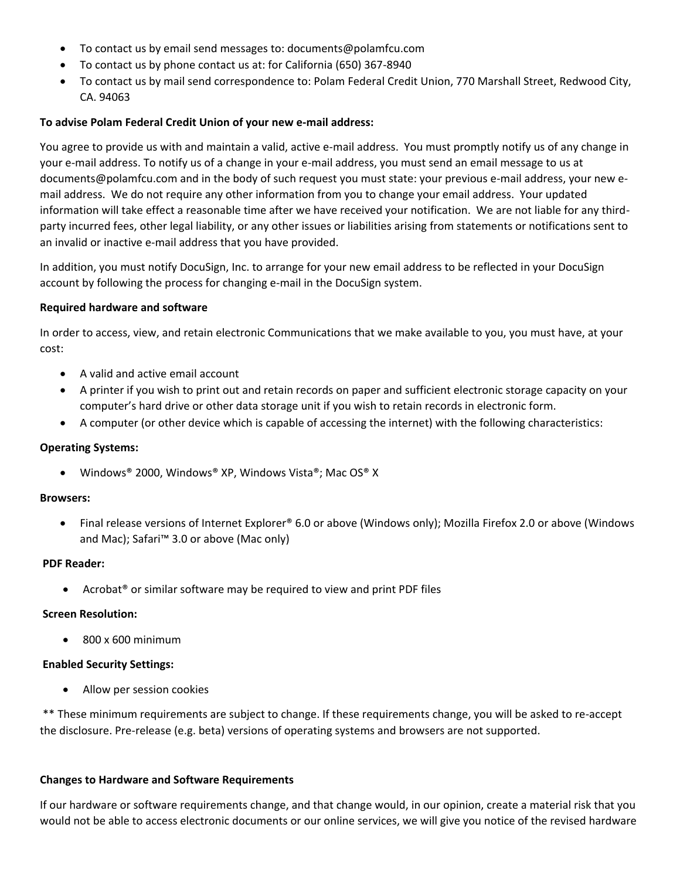- To contact us by email send messages to: documents@polamfcu.com
- To contact us by phone contact us at: for California (650) 367-8940
- To contact us by mail send correspondence to: Polam Federal Credit Union, 770 Marshall Street, Redwood City, CA. 94063

**To advise Polam Federal Credit Union of your new e-mail address:**

You agree to provide us with and maintain a valid, active e-mail address. You must promptly notify us of any change in your e-mail address. To notify us of a change in your e-mail address, you must send an email message to us at documents@polamfcu.com and in the body of such request you must state: your previous e-mail address, your new e-mail address. We do not require any other information from you to change your email address. Your updated information will take effect a reasonable time after we have received your notification. We are not liable for any third-party incurred fees, other legal liability, or any other issues or liabilities arising from statements or notifications sent to an invalid or inactive e-mail address that you have provided.

In addition, you must notify DocuSign, Inc. to arrange for your new email address to be reflected in your DocuSign account by following the process for changing e-mail in the DocuSign system.

**Required hardware and software**

In order to access, view, and retain electronic Communications that we make available to you, you must have, at your cost:

- A valid and active email account
- A printer if you wish to print out and retain records on paper and sufficient electronic storage capacity on your computer's hard drive or other data storage unit if you wish to retain records in electronic form.
- A computer (or other device which is capable of accessing the internet) with the following characteristics:

**Operating Systems:**

- Windows® 2000, Windows® XP, Windows Vista®; Mac OS® X

**Browsers:**

- Final release versions of Internet Explorer® 6.0 or above (Windows only); Mozilla Firefox 2.0 or above (Windows and Mac); Safari™ 3.0 or above (Mac only)

**PDF Reader:**

- Acrobat® or similar software may be required to view and print PDF files

**Screen Resolution:**

- 800 x 600 minimum

**Enabled Security Settings:**

- Allow per session cookies

** These minimum requirements are subject to change. If these requirements change, you will be asked to re-accept the disclosure. Pre-release (e.g. beta) versions of operating systems and browsers are not supported.

**Changes to Hardware and Software Requirements**

If our hardware or software requirements change, and that change would, in our opinion, create a material risk that you would not be able to access electronic documents or our online services, we will give you notice of the revised hardware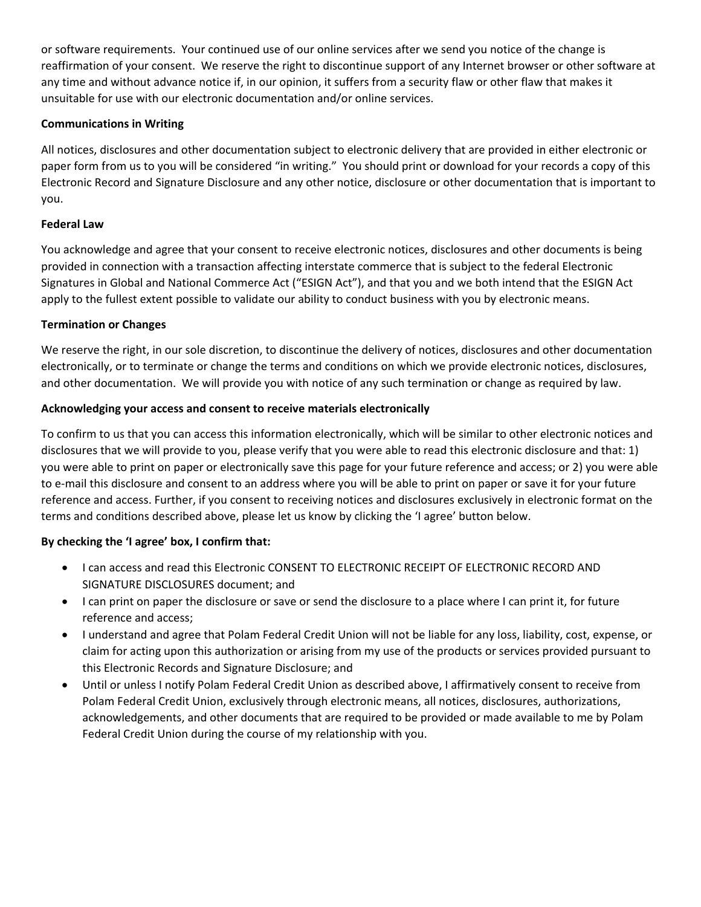or software requirements. Your continued use of our online services after we send you notice of the change is reaffirmation of your consent. We reserve the right to discontinue support of any Internet browser or other software at any time and without advance notice if, in our opinion, it suffers from a security flaw or other flaw that makes it unsuitable for use with our electronic documentation and/or online services.

**Communications in Writing**

All notices, disclosures and other documentation subject to electronic delivery that are provided in either electronic or paper form from us to you will be considered "in writing." You should print or download for your records a copy of this Electronic Record and Signature Disclosure and any other notice, disclosure or other documentation that is important to you.

**Federal Law**

You acknowledge and agree that your consent to receive electronic notices, disclosures and other documents is being provided in connection with a transaction affecting interstate commerce that is subject to the federal Electronic Signatures in Global and National Commerce Act ("ESIGN Act"), and that you and we both intend that the ESIGN Act apply to the fullest extent possible to validate our ability to conduct business with you by electronic means.

**Termination or Changes**

We reserve the right, in our sole discretion, to discontinue the delivery of notices, disclosures and other documentation electronically, or to terminate or change the terms and conditions on which we provide electronic notices, disclosures, and other documentation. We will provide you with notice of any such termination or change as required by law.

**Acknowledging your access and consent to receive materials electronically**

To confirm to us that you can access this information electronically, which will be similar to other electronic notices and disclosures that we will provide to you, please verify that you were able to read this electronic disclosure and that: 1) you were able to print on paper or electronically save this page for your future reference and access; or 2) you were able to e-mail this disclosure and consent to an address where you will be able to print on paper or save it for your future reference and access. Further, if you consent to receiving notices and disclosures exclusively in electronic format on the terms and conditions described above, please let us know by clicking the 'I agree' button below.

**By checking the 'I agree' box, I confirm that:**

- I can access and read this Electronic CONSENT TO ELECTRONIC RECEIPT OF ELECTRONIC RECORD AND SIGNATURE DISCLOSURES document; and
- I can print on paper the disclosure or save or send the disclosure to a place where I can print it, for future reference and access;
- I understand and agree that Polam Federal Credit Union will not be liable for any loss, liability, cost, expense, or claim for acting upon this authorization or arising from my use of the products or services provided pursuant to this Electronic Records and Signature Disclosure; and
- Until or unless I notify Polam Federal Credit Union as described above, I affirmatively consent to receive from Polam Federal Credit Union, exclusively through electronic means, all notices, disclosures, authorizations, acknowledgements, and other documents that are required to be provided or made available to me by Polam Federal Credit Union during the course of my relationship with you.